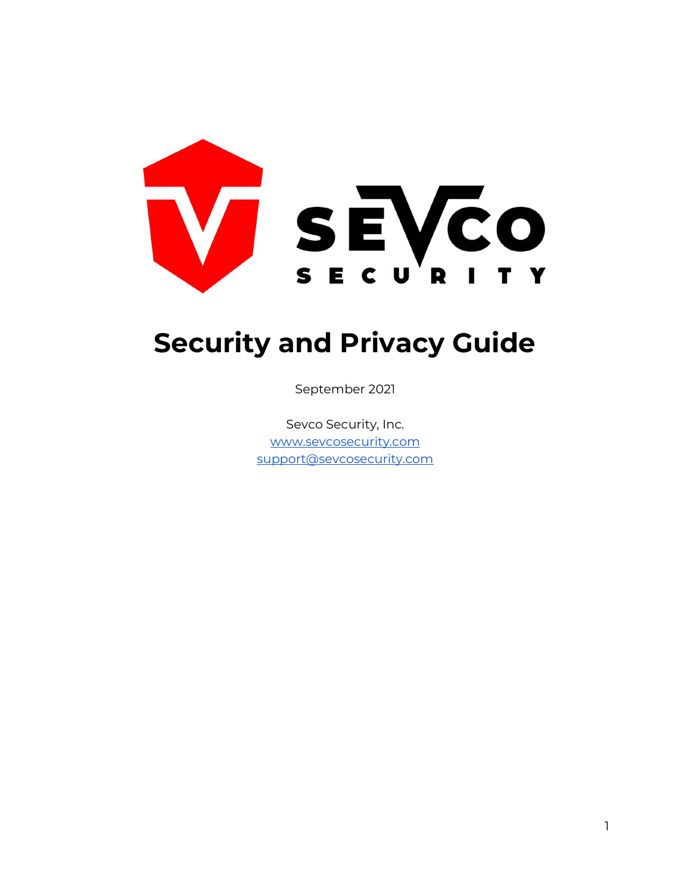# Security and Privacy Guide

September 2021

Sevco Security, Inc.
www.sevcosecurity.com
support@sevcosecurity.com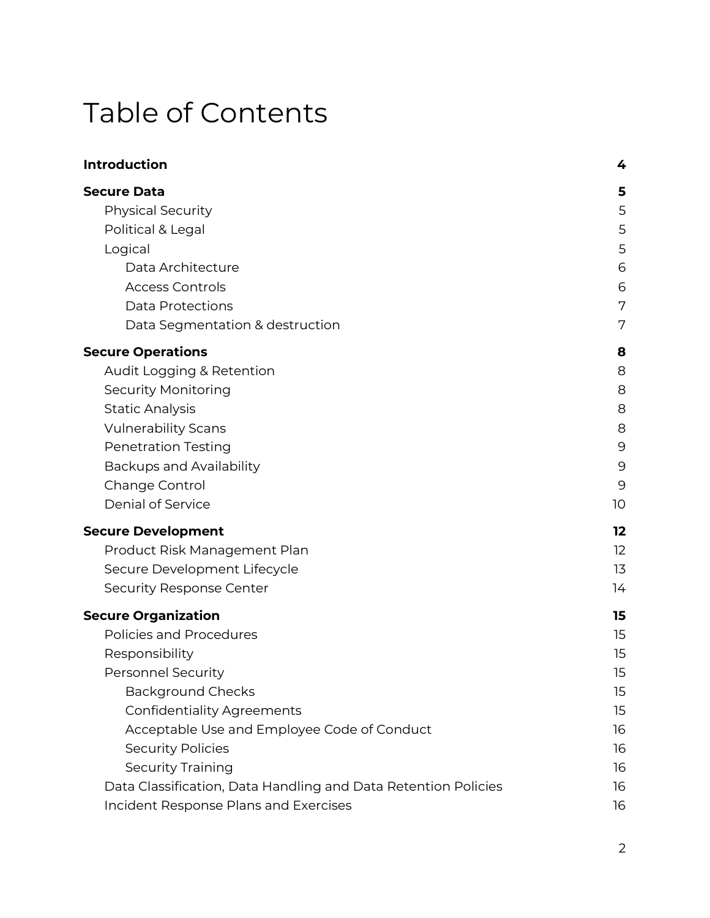# Table of Contents

**Introduction** **4**

**Secure Data** **5**

- Physical Security 5
- Political & Legal 5
- Logical 5
    - Data Architecture 6
    - Access Controls 6
    - Data Protections 7
    - Data Segmentation & destruction 7

**Secure Operations** **8**

- Audit Logging & Retention 8
- Security Monitoring 8
- Static Analysis 8
- Vulnerability Scans 8
- Penetration Testing 9
- Backups and Availability 9
- Change Control 9
- Denial of Service 10

**Secure Development** **12**

- Product Risk Management Plan 12
- Secure Development Lifecycle 13
- Security Response Center 14

**Secure Organization** **15**

- Policies and Procedures 15
- Responsibility 15
- Personnel Security 15
    - Background Checks 15
    - Confidentiality Agreements 15
    - Acceptable Use and Employee Code of Conduct 16
    - Security Policies 16
    - Security Training 16
- Data Classification, Data Handling and Data Retention Policies 16
- Incident Response Plans and Exercises 16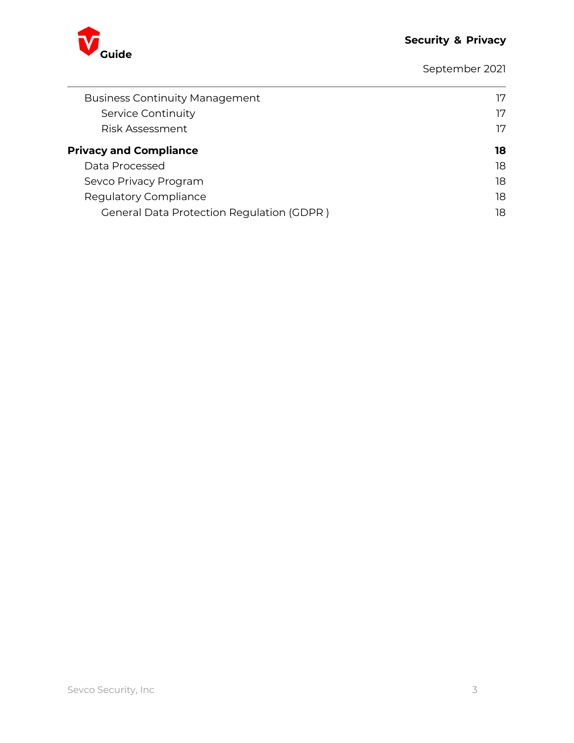Business Continuity Management 17

Service Continuity 17

Risk Assessment 17

**Privacy and Compliance** **18**

Data Processed 18

Sevco Privacy Program 18

Regulatory Compliance 18

General Data Protection Regulation (GDPR ) 18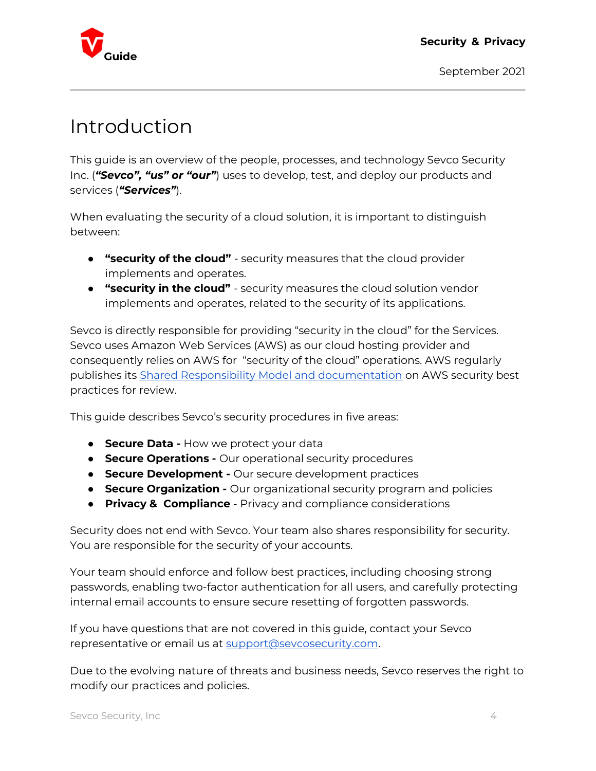# Introduction

This guide is an overview of the people, processes, and technology Sevco Security Inc. (***"Sevco", "us" or "our"***) uses to develop, test, and deploy our products and services (***"Services"***).

When evaluating the security of a cloud solution, it is important to distinguish between:

- **"security of the cloud"** - security measures that the cloud provider implements and operates.
- **"security in the cloud"** - security measures the cloud solution vendor implements and operates, related to the security of its applications.

Sevco is directly responsible for providing "security in the cloud" for the Services. Sevco uses Amazon Web Services (AWS) as our cloud hosting provider and consequently relies on AWS for "security of the cloud" operations. AWS regularly publishes its Shared Responsibility Model and documentation on AWS security best practices for review.

This guide describes Sevco's security procedures in five areas:

- **Secure Data -** How we protect your data
- **Secure Operations -** Our operational security procedures
- **Secure Development -** Our secure development practices
- **Secure Organization -** Our organizational security program and policies
- **Privacy & Compliance** - Privacy and compliance considerations

Security does not end with Sevco. Your team also shares responsibility for security. You are responsible for the security of your accounts.

Your team should enforce and follow best practices, including choosing strong passwords, enabling two-factor authentication for all users, and carefully protecting internal email accounts to ensure secure resetting of forgotten passwords.

If you have questions that are not covered in this guide, contact your Sevco representative or email us at support@sevcosecurity.com.

Due to the evolving nature of threats and business needs, Sevco reserves the right to modify our practices and policies.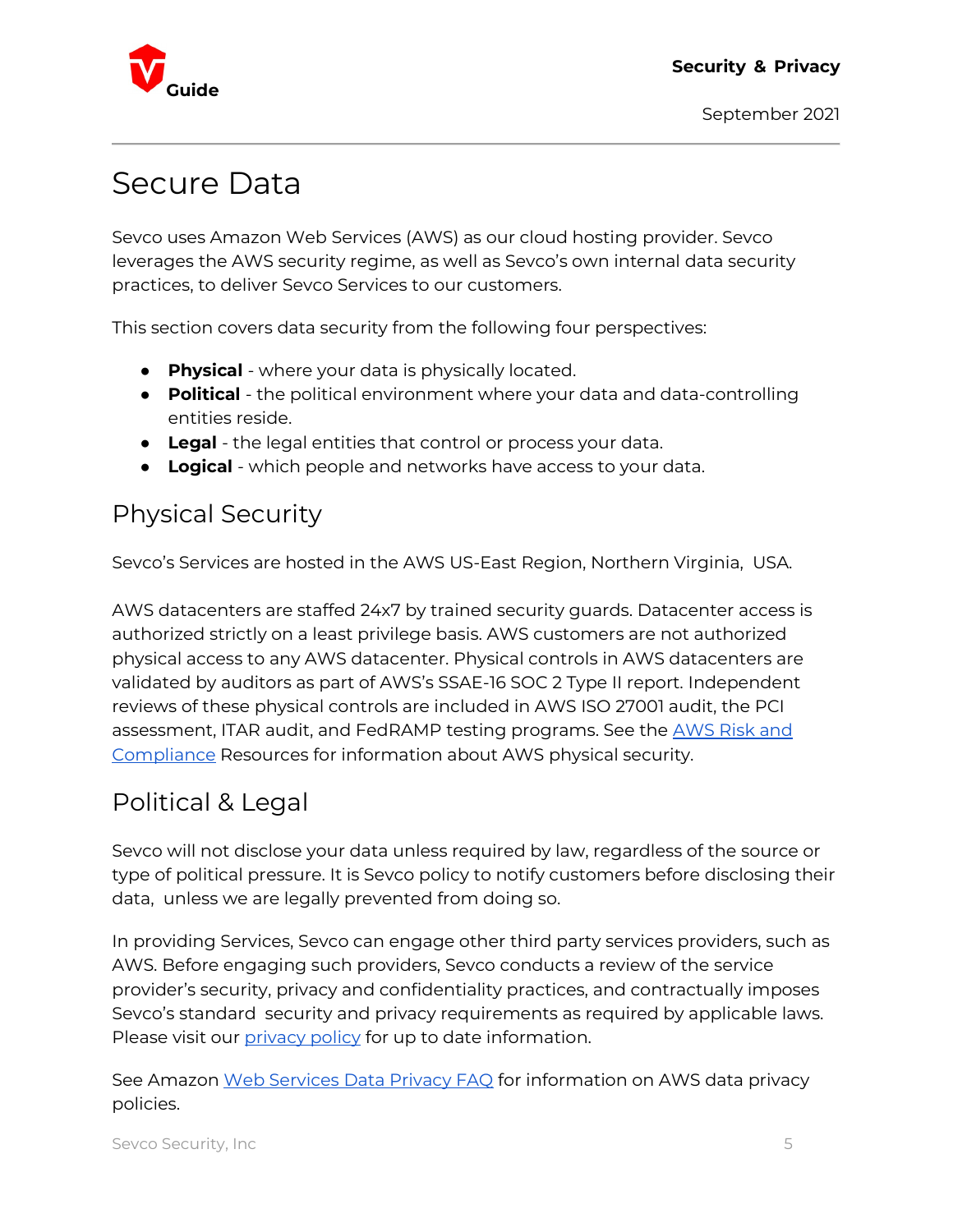# Secure Data

Sevco uses Amazon Web Services (AWS) as our cloud hosting provider. Sevco leverages the AWS security regime, as well as Sevco's own internal data security practices, to deliver Sevco Services to our customers.

This section covers data security from the following four perspectives:

- **Physical** - where your data is physically located.
- **Political** - the political environment where your data and data-controlling entities reside.
- **Legal** - the legal entities that control or process your data.
- **Logical** - which people and networks have access to your data.

## Physical Security

Sevco's Services are hosted in the AWS US-East Region, Northern Virginia, USA.

AWS datacenters are staffed 24x7 by trained security guards. Datacenter access is authorized strictly on a least privilege basis. AWS customers are not authorized physical access to any AWS datacenter. Physical controls in AWS datacenters are validated by auditors as part of AWS's SSAE-16 SOC 2 Type II report. Independent reviews of these physical controls are included in AWS ISO 27001 audit, the PCI assessment, ITAR audit, and FedRAMP testing programs. See the AWS Risk and Compliance Resources for information about AWS physical security.

## Political & Legal

Sevco will not disclose your data unless required by law, regardless of the source or type of political pressure. It is Sevco policy to notify customers before disclosing their data, unless we are legally prevented from doing so.

In providing Services, Sevco can engage other third party services providers, such as AWS. Before engaging such providers, Sevco conducts a review of the service provider's security, privacy and confidentiality practices, and contractually imposes Sevco's standard security and privacy requirements as required by applicable laws. Please visit our privacy policy for up to date information.

See Amazon Web Services Data Privacy FAQ for information on AWS data privacy policies.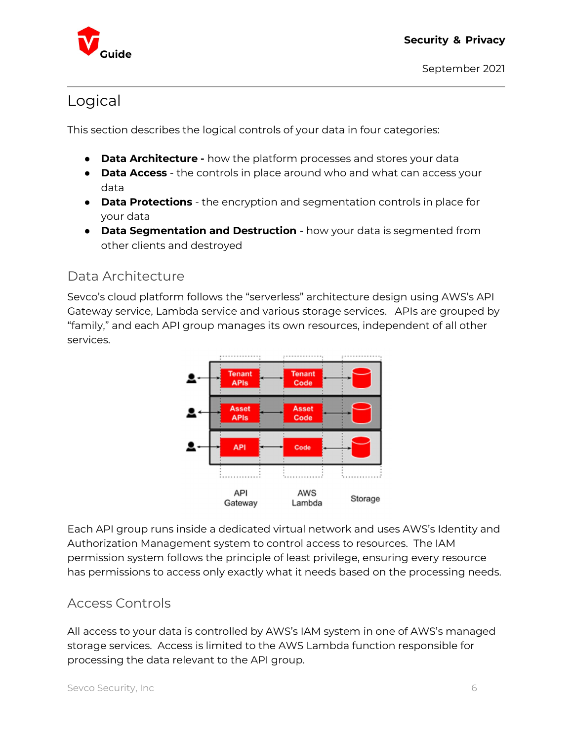# Logical

This section describes the logical controls of your data in four categories:

- **Data Architecture -** how the platform processes and stores your data
- **Data Access** - the controls in place around who and what can access your data
- **Data Protections** - the encryption and segmentation controls in place for your data
- **Data Segmentation and Destruction** - how your data is segmented from other clients and destroyed

## Data Architecture

Sevco's cloud platform follows the "serverless" architecture design using AWS's API Gateway service, Lambda service and various storage services. APIs are grouped by "family," and each API group manages its own resources, independent of all other services.

Each API group runs inside a dedicated virtual network and uses AWS's Identity and Authorization Management system to control access to resources. The IAM permission system follows the principle of least privilege, ensuring every resource has permissions to access only exactly what it needs based on the processing needs.

## Access Controls

All access to your data is controlled by AWS's IAM system in one of AWS's managed storage services. Access is limited to the AWS Lambda function responsible for processing the data relevant to the API group.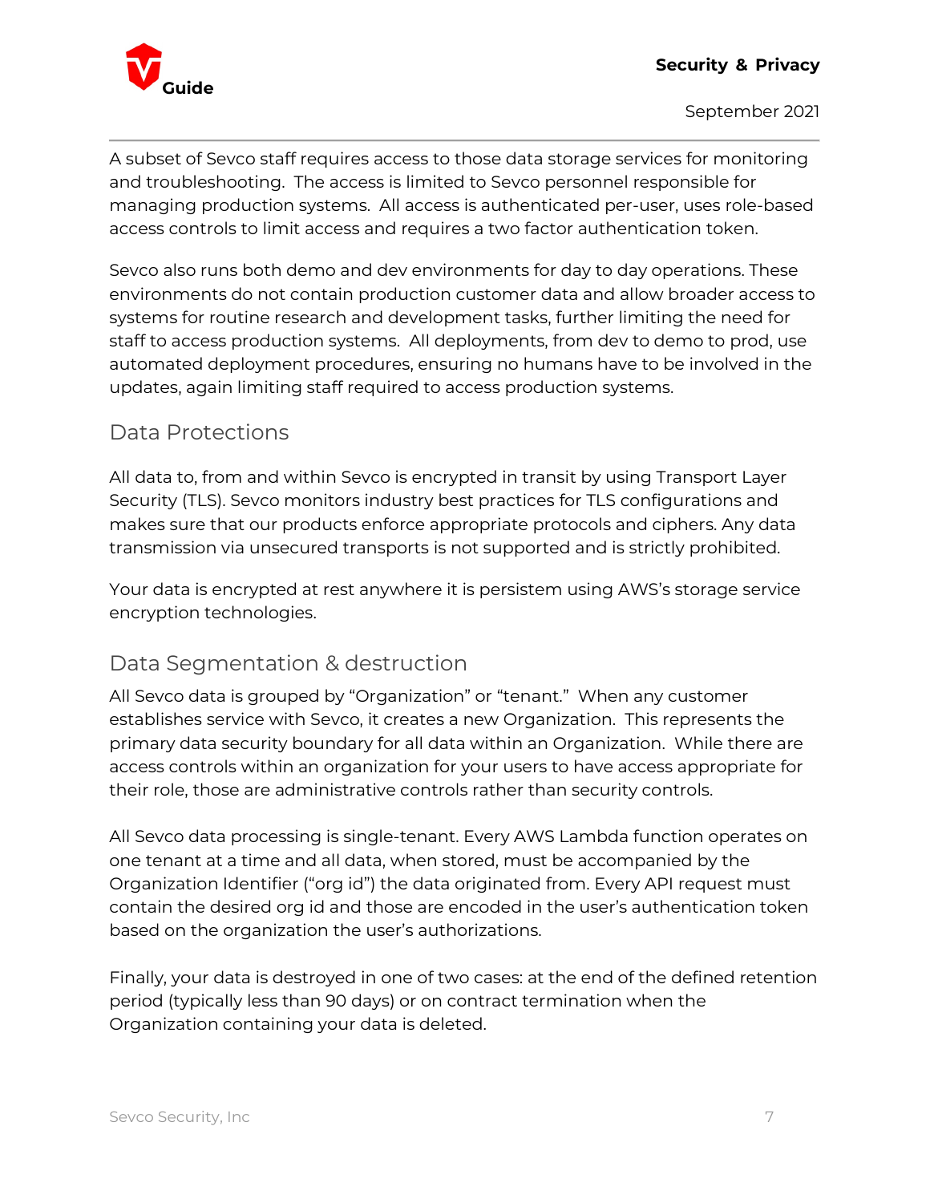A subset of Sevco staff requires access to those data storage services for monitoring and troubleshooting. The access is limited to Sevco personnel responsible for managing production systems. All access is authenticated per-user, uses role-based access controls to limit access and requires a two factor authentication token.

Sevco also runs both demo and dev environments for day to day operations. These environments do not contain production customer data and allow broader access to systems for routine research and development tasks, further limiting the need for staff to access production systems. All deployments, from dev to demo to prod, use automated deployment procedures, ensuring no humans have to be involved in the updates, again limiting staff required to access production systems.

## Data Protections

All data to, from and within Sevco is encrypted in transit by using Transport Layer Security (TLS). Sevco monitors industry best practices for TLS configurations and makes sure that our products enforce appropriate protocols and ciphers. Any data transmission via unsecured transports is not supported and is strictly prohibited.

Your data is encrypted at rest anywhere it is persistem using AWS's storage service encryption technologies.

## Data Segmentation & destruction

All Sevco data is grouped by "Organization" or "tenant." When any customer establishes service with Sevco, it creates a new Organization. This represents the primary data security boundary for all data within an Organization. While there are access controls within an organization for your users to have access appropriate for their role, those are administrative controls rather than security controls.

All Sevco data processing is single-tenant. Every AWS Lambda function operates on one tenant at a time and all data, when stored, must be accompanied by the Organization Identifier ("org id") the data originated from. Every API request must contain the desired org id and those are encoded in the user's authentication token based on the organization the user's authorizations.

Finally, your data is destroyed in one of two cases: at the end of the defined retention period (typically less than 90 days) or on contract termination when the Organization containing your data is deleted.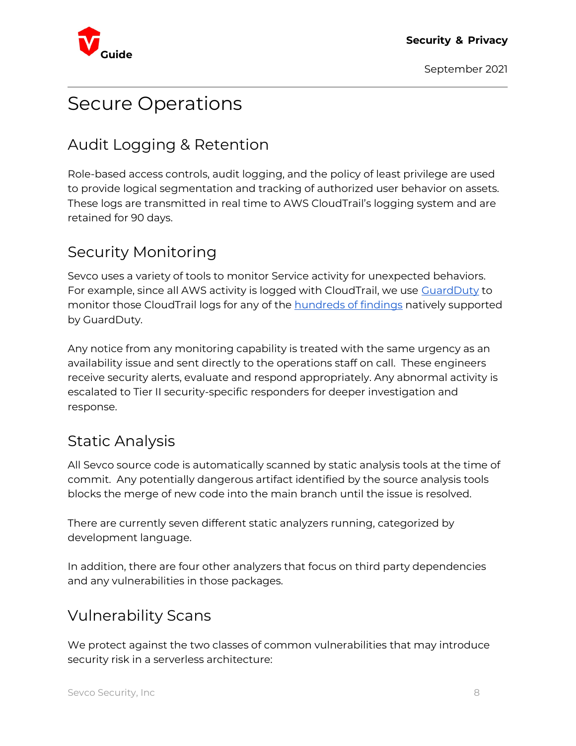# Secure Operations

## Audit Logging & Retention

Role-based access controls, audit logging, and the policy of least privilege are used to provide logical segmentation and tracking of authorized user behavior on assets. These logs are transmitted in real time to AWS CloudTrail's logging system and are retained for 90 days.

## Security Monitoring

Sevco uses a variety of tools to monitor Service activity for unexpected behaviors. For example, since all AWS activity is logged with CloudTrail, we use GuardDuty to monitor those CloudTrail logs for any of the hundreds of findings natively supported by GuardDuty.

Any notice from any monitoring capability is treated with the same urgency as an availability issue and sent directly to the operations staff on call. These engineers receive security alerts, evaluate and respond appropriately. Any abnormal activity is escalated to Tier II security-specific responders for deeper investigation and response.

## Static Analysis

All Sevco source code is automatically scanned by static analysis tools at the time of commit. Any potentially dangerous artifact identified by the source analysis tools blocks the merge of new code into the main branch until the issue is resolved.

There are currently seven different static analyzers running, categorized by development language.

In addition, there are four other analyzers that focus on third party dependencies and any vulnerabilities in those packages.

## Vulnerability Scans

We protect against the two classes of common vulnerabilities that may introduce security risk in a serverless architecture: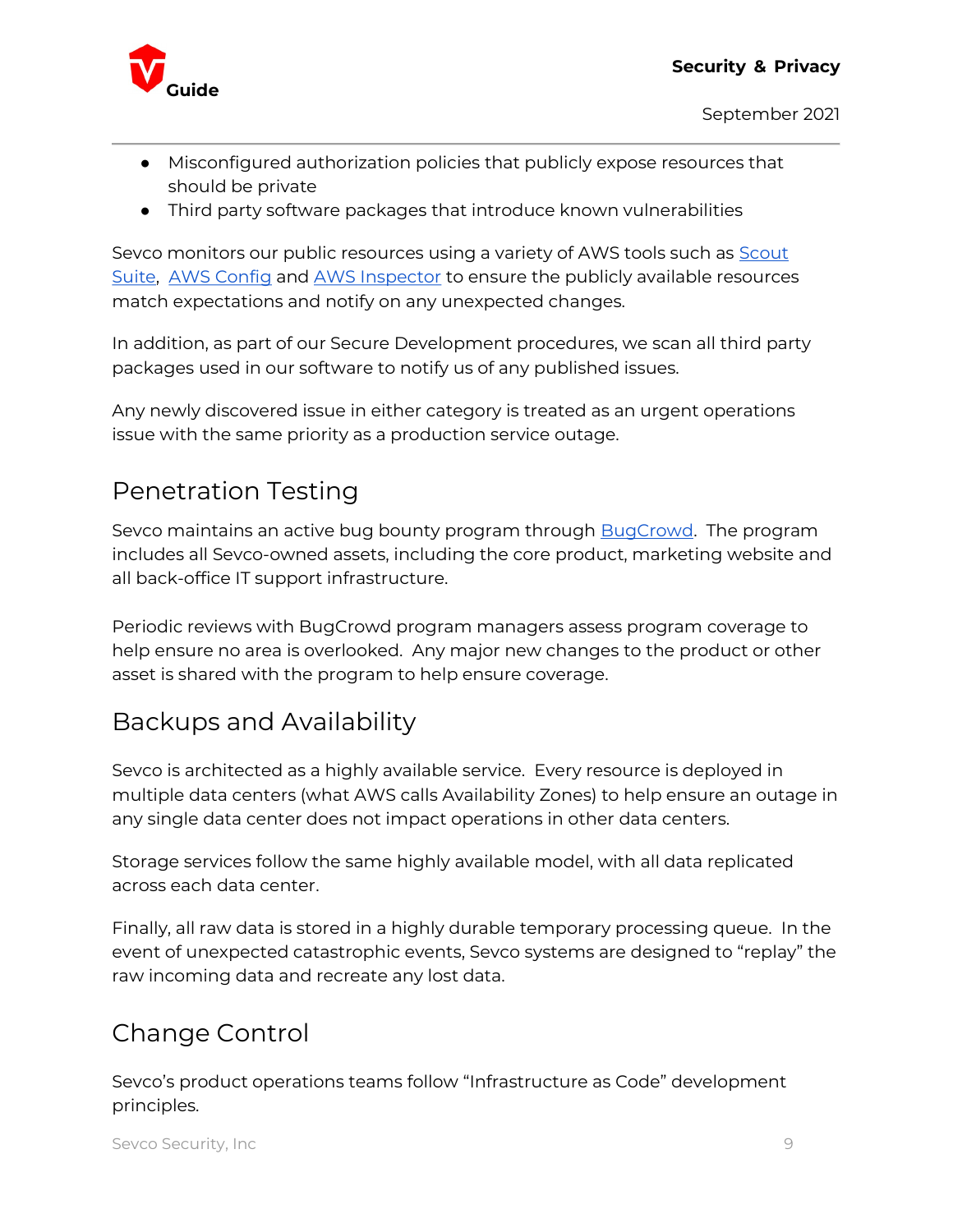- Misconfigured authorization policies that publicly expose resources that should be private
- Third party software packages that introduce known vulnerabilities

Sevco monitors our public resources using a variety of AWS tools such as Scout Suite, AWS Config and AWS Inspector to ensure the publicly available resources match expectations and notify on any unexpected changes.

In addition, as part of our Secure Development procedures, we scan all third party packages used in our software to notify us of any published issues.

Any newly discovered issue in either category is treated as an urgent operations issue with the same priority as a production service outage.

## Penetration Testing

Sevco maintains an active bug bounty program through BugCrowd. The program includes all Sevco-owned assets, including the core product, marketing website and all back-office IT support infrastructure.

Periodic reviews with BugCrowd program managers assess program coverage to help ensure no area is overlooked. Any major new changes to the product or other asset is shared with the program to help ensure coverage.

## Backups and Availability

Sevco is architected as a highly available service. Every resource is deployed in multiple data centers (what AWS calls Availability Zones) to help ensure an outage in any single data center does not impact operations in other data centers.

Storage services follow the same highly available model, with all data replicated across each data center.

Finally, all raw data is stored in a highly durable temporary processing queue. In the event of unexpected catastrophic events, Sevco systems are designed to “replay” the raw incoming data and recreate any lost data.

## Change Control

Sevco’s product operations teams follow “Infrastructure as Code” development principles.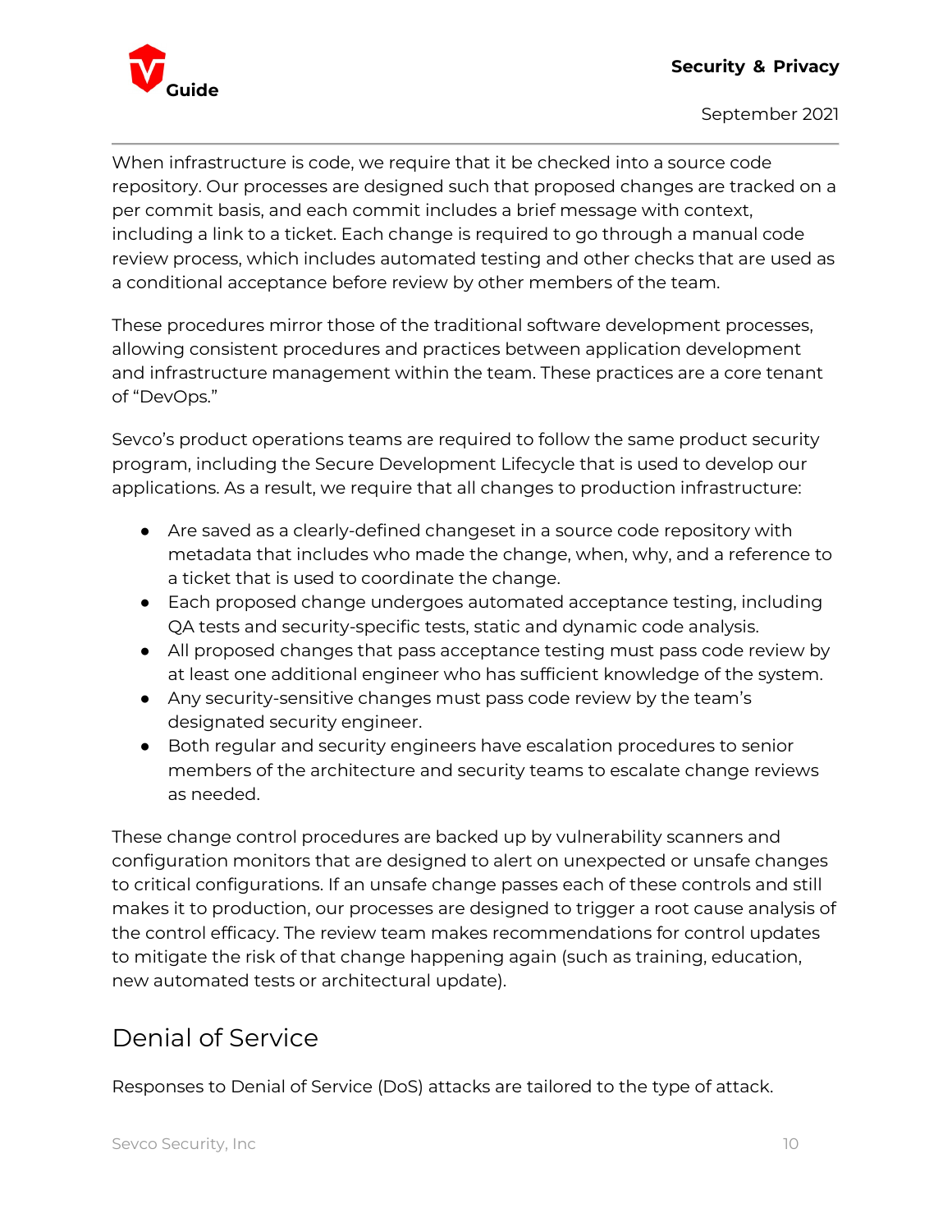When infrastructure is code, we require that it be checked into a source code repository. Our processes are designed such that proposed changes are tracked on a per commit basis, and each commit includes a brief message with context, including a link to a ticket. Each change is required to go through a manual code review process, which includes automated testing and other checks that are used as a conditional acceptance before review by other members of the team.

These procedures mirror those of the traditional software development processes, allowing consistent procedures and practices between application development and infrastructure management within the team. These practices are a core tenant of “DevOps.”

Sevco’s product operations teams are required to follow the same product security program, including the Secure Development Lifecycle that is used to develop our applications. As a result, we require that all changes to production infrastructure:

- Are saved as a clearly-defined changeset in a source code repository with metadata that includes who made the change, when, why, and a reference to a ticket that is used to coordinate the change.
- Each proposed change undergoes automated acceptance testing, including QA tests and security-specific tests, static and dynamic code analysis.
- All proposed changes that pass acceptance testing must pass code review by at least one additional engineer who has sufficient knowledge of the system.
- Any security-sensitive changes must pass code review by the team’s designated security engineer.
- Both regular and security engineers have escalation procedures to senior members of the architecture and security teams to escalate change reviews as needed.

These change control procedures are backed up by vulnerability scanners and configuration monitors that are designed to alert on unexpected or unsafe changes to critical configurations. If an unsafe change passes each of these controls and still makes it to production, our processes are designed to trigger a root cause analysis of the control efficacy. The review team makes recommendations for control updates to mitigate the risk of that change happening again (such as training, education, new automated tests or architectural update).

## Denial of Service

Responses to Denial of Service (DoS) attacks are tailored to the type of attack.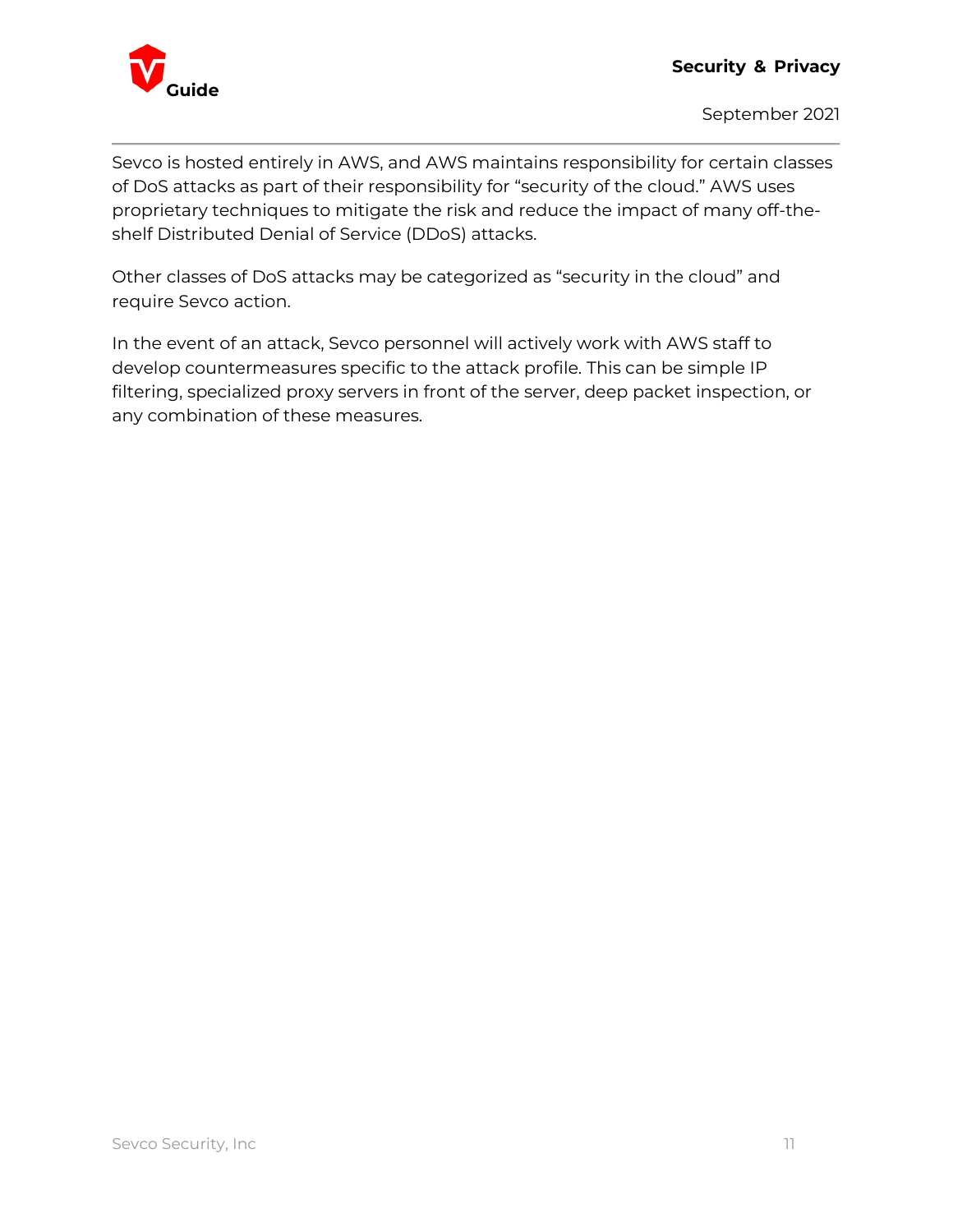Sevco is hosted entirely in AWS, and AWS maintains responsibility for certain classes of DoS attacks as part of their responsibility for “security of the cloud.” AWS uses proprietary techniques to mitigate the risk and reduce the impact of many off-the-shelf Distributed Denial of Service (DDoS) attacks.

Other classes of DoS attacks may be categorized as “security in the cloud” and require Sevco action.

In the event of an attack, Sevco personnel will actively work with AWS staff to develop countermeasures specific to the attack profile. This can be simple IP filtering, specialized proxy servers in front of the server, deep packet inspection, or any combination of these measures.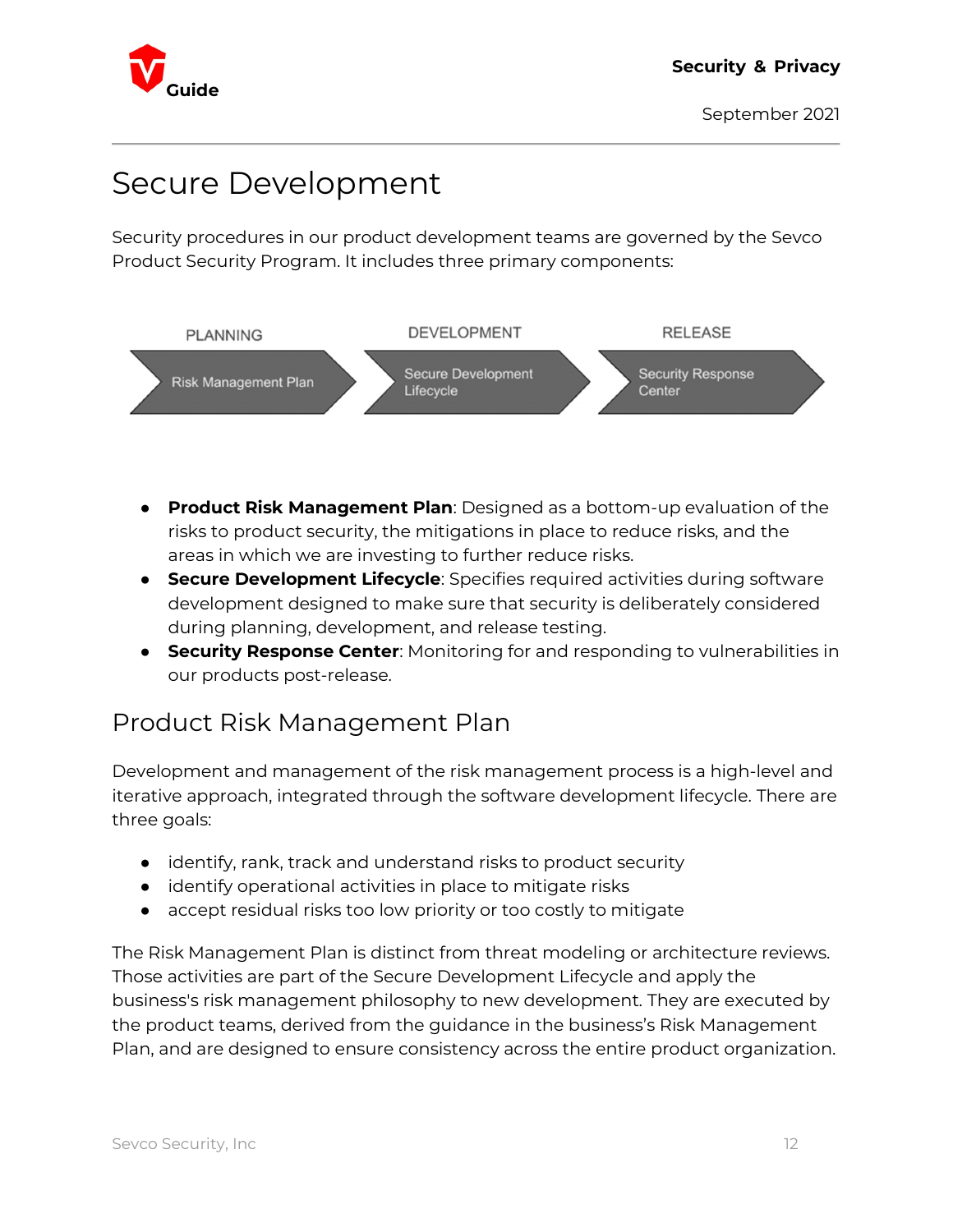# Secure Development

Security procedures in our product development teams are governed by the Sevco Product Security Program. It includes three primary components:

| PLANNING | DEVELOPMENT | RELEASE |
| --- | --- | --- |
| Risk Management Plan | Secure Development Lifecycle | Security Response Center |

- **Product Risk Management Plan**: Designed as a bottom-up evaluation of the risks to product security, the mitigations in place to reduce risks, and the areas in which we are investing to further reduce risks.
- **Secure Development Lifecycle**: Specifies required activities during software development designed to make sure that security is deliberately considered during planning, development, and release testing.
- **Security Response Center**: Monitoring for and responding to vulnerabilities in our products post-release.

## Product Risk Management Plan

Development and management of the risk management process is a high-level and iterative approach, integrated through the software development lifecycle. There are three goals:

- identify, rank, track and understand risks to product security
- identify operational activities in place to mitigate risks
- accept residual risks too low priority or too costly to mitigate

The Risk Management Plan is distinct from threat modeling or architecture reviews. Those activities are part of the Secure Development Lifecycle and apply the business's risk management philosophy to new development. They are executed by the product teams, derived from the guidance in the business's Risk Management Plan, and are designed to ensure consistency across the entire product organization.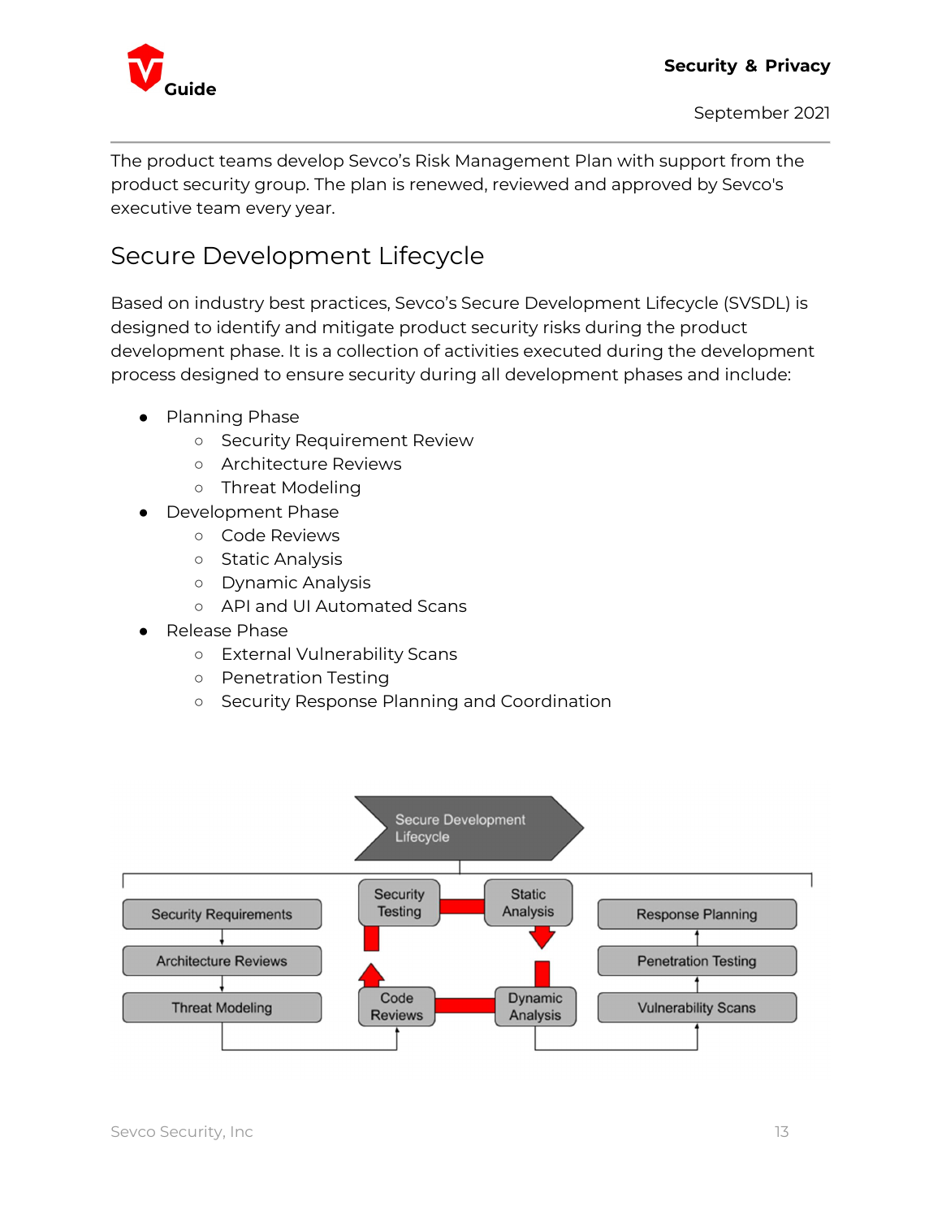The product teams develop Sevco's Risk Management Plan with support from the product security group. The plan is renewed, reviewed and approved by Sevco's executive team every year.

## Secure Development Lifecycle

Based on industry best practices, Sevco's Secure Development Lifecycle (SVSDL) is designed to identify and mitigate product security risks during the product development phase. It is a collection of activities executed during the development process designed to ensure security during all development phases and include:

- Planning Phase
  - Security Requirement Review
  - Architecture Reviews
  - Threat Modeling
- Development Phase
  - Code Reviews
  - Static Analysis
  - Dynamic Analysis
  - API and UI Automated Scans
- Release Phase
  - External Vulnerability Scans
  - Penetration Testing
  - Security Response Planning and Coordination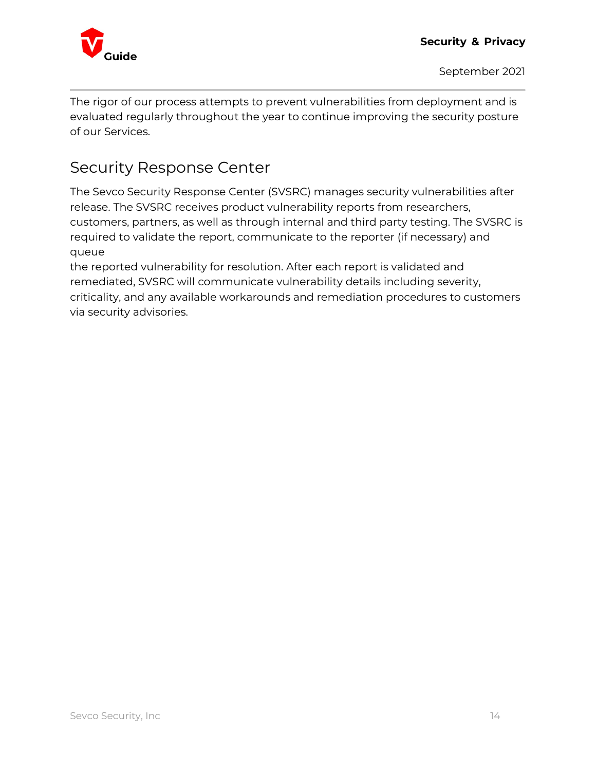The rigor of our process attempts to prevent vulnerabilities from deployment and is evaluated regularly throughout the year to continue improving the security posture of our Services.

## Security Response Center

The Sevco Security Response Center (SVSRC) manages security vulnerabilities after release. The SVSRC receives product vulnerability reports from researchers, customers, partners, as well as through internal and third party testing. The SVSRC is required to validate the report, communicate to the reporter (if necessary) and queue the reported vulnerability for resolution. After each report is validated and remediated, SVSRC will communicate vulnerability details including severity, criticality, and any available workarounds and remediation procedures to customers via security advisories.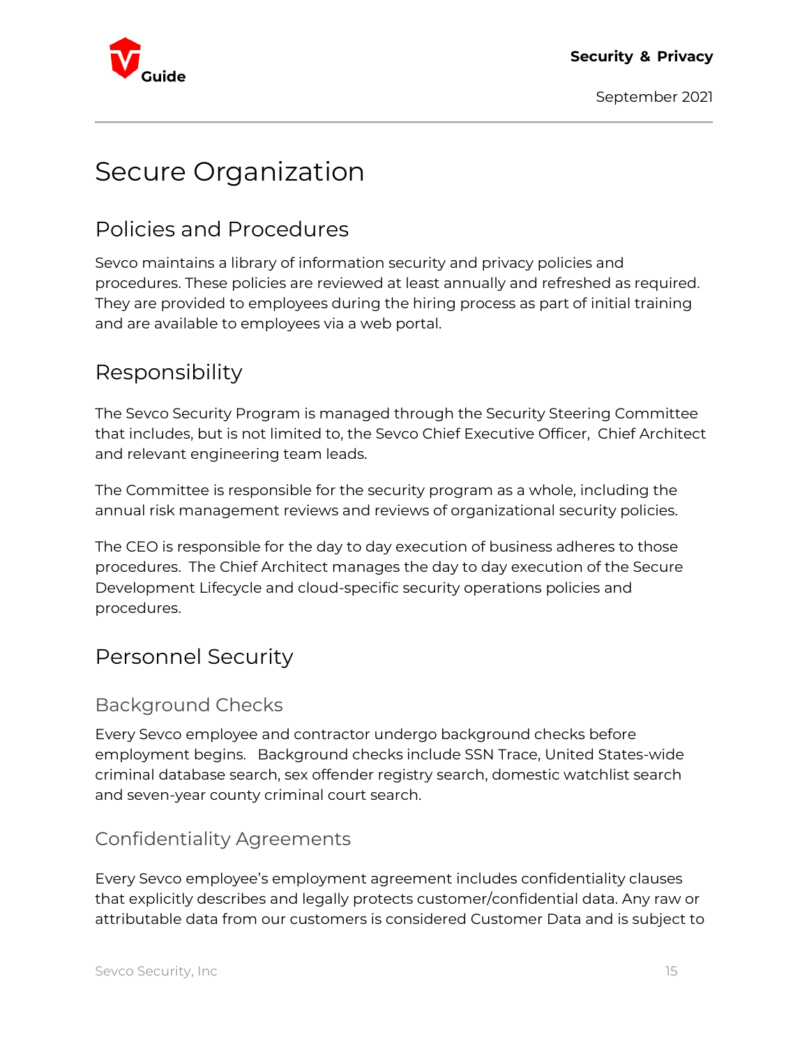# Secure Organization

## Policies and Procedures

Sevco maintains a library of information security and privacy policies and procedures. These policies are reviewed at least annually and refreshed as required. They are provided to employees during the hiring process as part of initial training and are available to employees via a web portal.

## Responsibility

The Sevco Security Program is managed through the Security Steering Committee that includes, but is not limited to, the Sevco Chief Executive Officer, Chief Architect and relevant engineering team leads.

The Committee is responsible for the security program as a whole, including the annual risk management reviews and reviews of organizational security policies.

The CEO is responsible for the day to day execution of business adheres to those procedures. The Chief Architect manages the day to day execution of the Secure Development Lifecycle and cloud-specific security operations policies and procedures.

## Personnel Security

### Background Checks

Every Sevco employee and contractor undergo background checks before employment begins. Background checks include SSN Trace, United States-wide criminal database search, sex offender registry search, domestic watchlist search and seven-year county criminal court search.

### Confidentiality Agreements

Every Sevco employee's employment agreement includes confidentiality clauses that explicitly describes and legally protects customer/confidential data. Any raw or attributable data from our customers is considered Customer Data and is subject to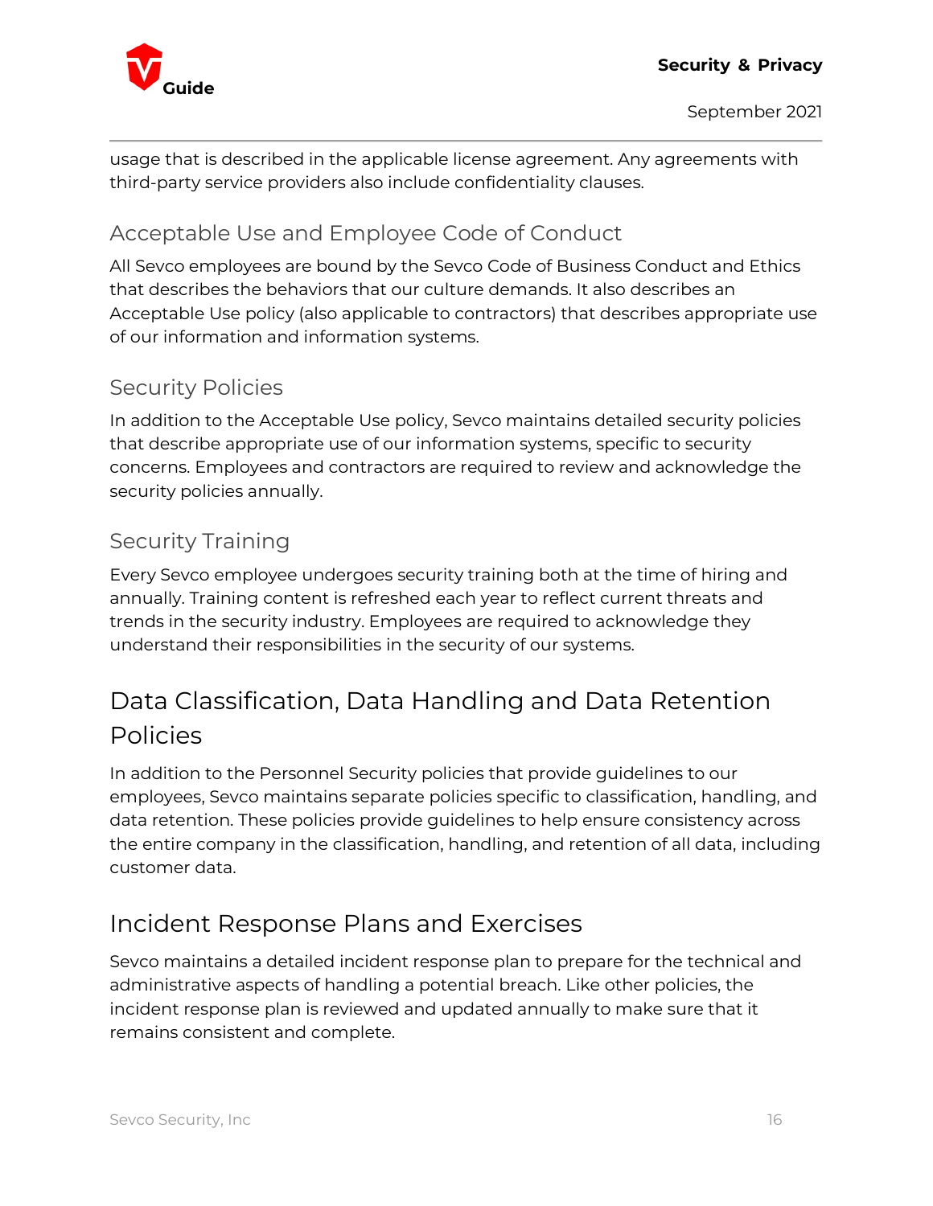usage that is described in the applicable license agreement. Any agreements with third-party service providers also include confidentiality clauses.

### Acceptable Use and Employee Code of Conduct

All Sevco employees are bound by the Sevco Code of Business Conduct and Ethics that describes the behaviors that our culture demands. It also describes an Acceptable Use policy (also applicable to contractors) that describes appropriate use of our information and information systems.

### Security Policies

In addition to the Acceptable Use policy, Sevco maintains detailed security policies that describe appropriate use of our information systems, specific to security concerns. Employees and contractors are required to review and acknowledge the security policies annually.

### Security Training

Every Sevco employee undergoes security training both at the time of hiring and annually. Training content is refreshed each year to reflect current threats and trends in the security industry. Employees are required to acknowledge they understand their responsibilities in the security of our systems.

## Data Classification, Data Handling and Data Retention Policies

In addition to the Personnel Security policies that provide guidelines to our employees, Sevco maintains separate policies specific to classification, handling, and data retention. These policies provide guidelines to help ensure consistency across the entire company in the classification, handling, and retention of all data, including customer data.

## Incident Response Plans and Exercises

Sevco maintains a detailed incident response plan to prepare for the technical and administrative aspects of handling a potential breach. Like other policies, the incident response plan is reviewed and updated annually to make sure that it remains consistent and complete.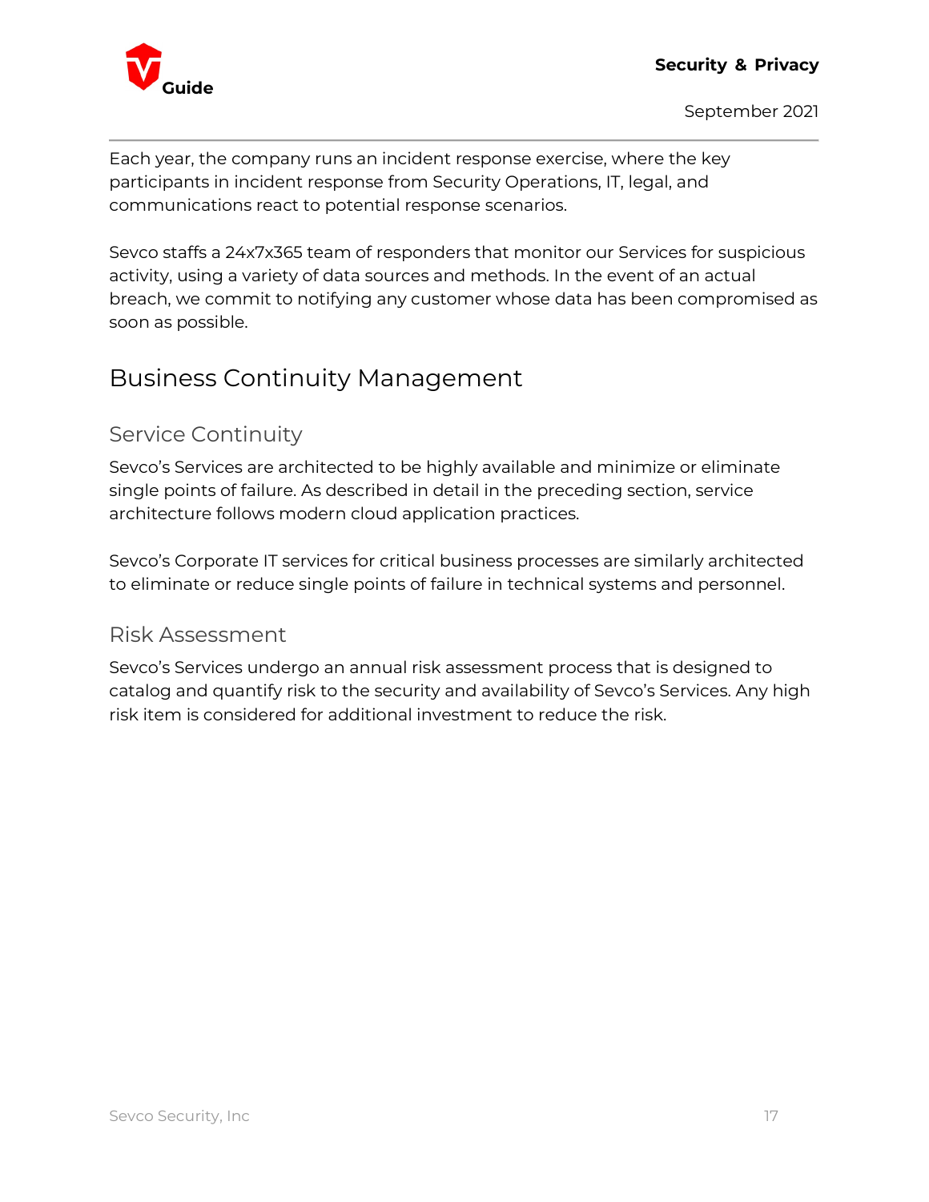Each year, the company runs an incident response exercise, where the key participants in incident response from Security Operations, IT, legal, and communications react to potential response scenarios.

Sevco staffs a 24x7x365 team of responders that monitor our Services for suspicious activity, using a variety of data sources and methods. In the event of an actual breach, we commit to notifying any customer whose data has been compromised as soon as possible.

# Business Continuity Management

## Service Continuity

Sevco's Services are architected to be highly available and minimize or eliminate single points of failure. As described in detail in the preceding section, service architecture follows modern cloud application practices.

Sevco's Corporate IT services for critical business processes are similarly architected to eliminate or reduce single points of failure in technical systems and personnel.

## Risk Assessment

Sevco's Services undergo an annual risk assessment process that is designed to catalog and quantify risk to the security and availability of Sevco's Services. Any high risk item is considered for additional investment to reduce the risk.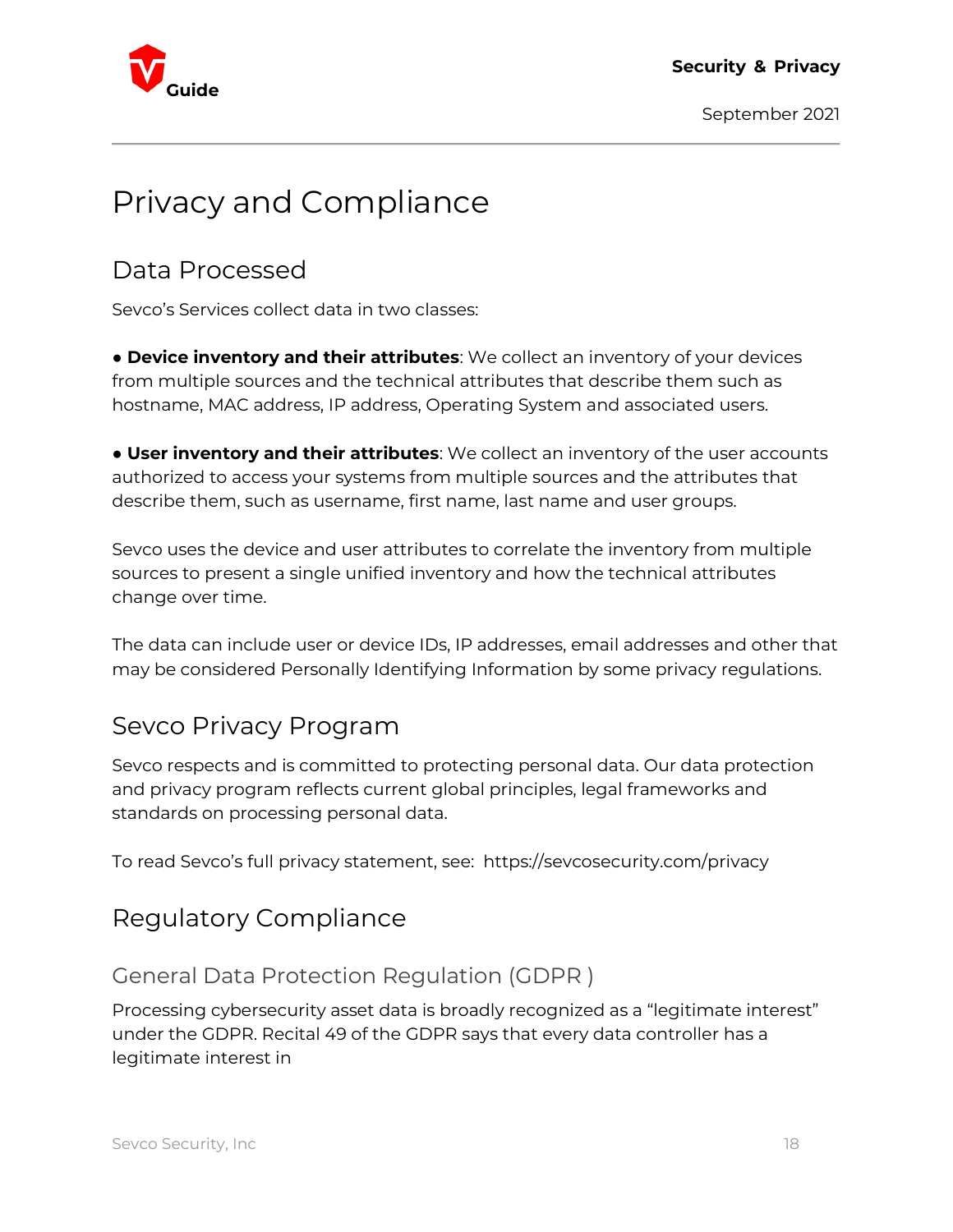# Privacy and Compliance

## Data Processed

Sevco's Services collect data in two classes:

● **Device inventory and their attributes**: We collect an inventory of your devices from multiple sources and the technical attributes that describe them such as hostname, MAC address, IP address, Operating System and associated users.

● **User inventory and their attributes**: We collect an inventory of the user accounts authorized to access your systems from multiple sources and the attributes that describe them, such as username, first name, last name and user groups.

Sevco uses the device and user attributes to correlate the inventory from multiple sources to present a single unified inventory and how the technical attributes change over time.

The data can include user or device IDs, IP addresses, email addresses and other that may be considered Personally Identifying Information by some privacy regulations.

## Sevco Privacy Program

Sevco respects and is committed to protecting personal data. Our data protection and privacy program reflects current global principles, legal frameworks and standards on processing personal data.

To read Sevco's full privacy statement, see: https://sevcosecurity.com/privacy

## Regulatory Compliance

### General Data Protection Regulation (GDPR )

Processing cybersecurity asset data is broadly recognized as a "legitimate interest" under the GDPR. Recital 49 of the GDPR says that every data controller has a legitimate interest in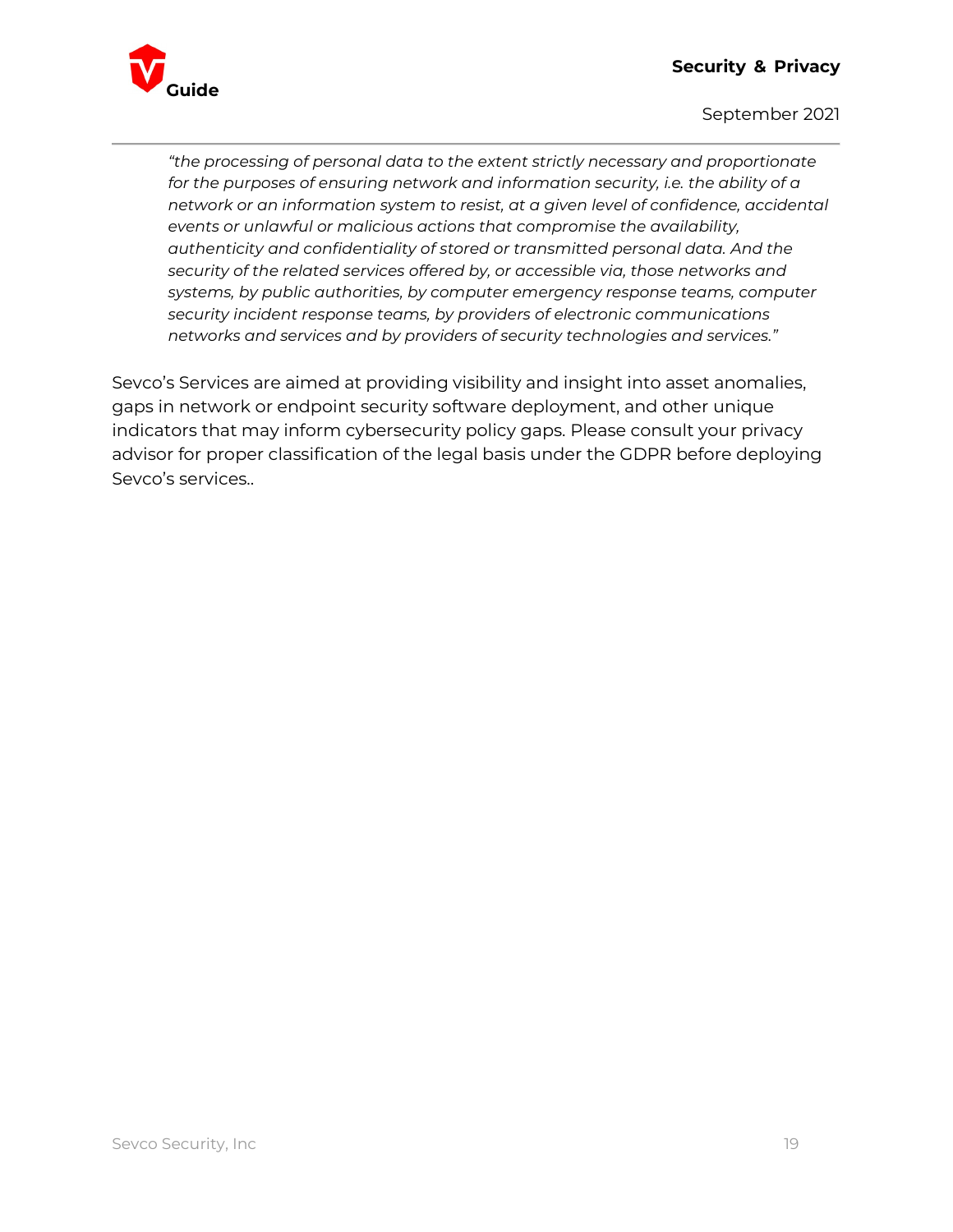> *"the processing of personal data to the extent strictly necessary and proportionate for the purposes of ensuring network and information security, i.e. the ability of a network or an information system to resist, at a given level of confidence, accidental events or unlawful or malicious actions that compromise the availability, authenticity and confidentiality of stored or transmitted personal data. And the security of the related services offered by, or accessible via, those networks and systems, by public authorities, by computer emergency response teams, computer security incident response teams, by providers of electronic communications networks and services and by providers of security technologies and services."*

Sevco's Services are aimed at providing visibility and insight into asset anomalies, gaps in network or endpoint security software deployment, and other unique indicators that may inform cybersecurity policy gaps. Please consult your privacy advisor for proper classification of the legal basis under the GDPR before deploying Sevco's services..